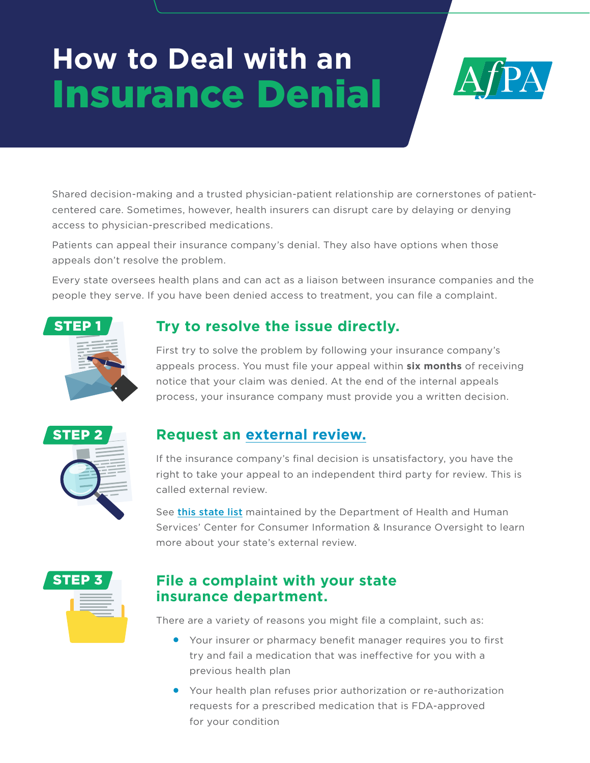# How to Deal with an Insurance Denial

AfPA

Shared decision-making and a trusted physician-patient relationship are cornerstones of patient-centered care. Sometimes, however, health insurers can disrupt care by delaying or denying access to physician-prescribed medications.

Patients can appeal their insurance company's denial. They also have options when those appeals don't resolve the problem.

Every state oversees health plans and can act as a liaison between insurance companies and the people they serve. If you have been denied access to treatment, you can file a complaint.

## STEP 1

### Try to resolve the issue directly.

First try to solve the problem by following your insurance company's appeals process. You must file your appeal within **six months** of receiving notice that your claim was denied. At the end of the internal appeals process, your insurance company must provide you a written decision.

## STEP 2

### Request an external review.

If the insurance company's final decision is unsatisfactory, you have the right to take your appeal to an independent third party for review. This is called external review.

See this state list maintained by the Department of Health and Human Services' Center for Consumer Information & Insurance Oversight to learn more about your state's external review.

## STEP 3

### File a complaint with your state insurance department.

There are a variety of reasons you might file a complaint, such as:

- Your insurer or pharmacy benefit manager requires you to first try and fail a medication that was ineffective for you with a previous health plan
- Your health plan refuses prior authorization or re-authorization requests for a prescribed medication that is FDA-approved for your condition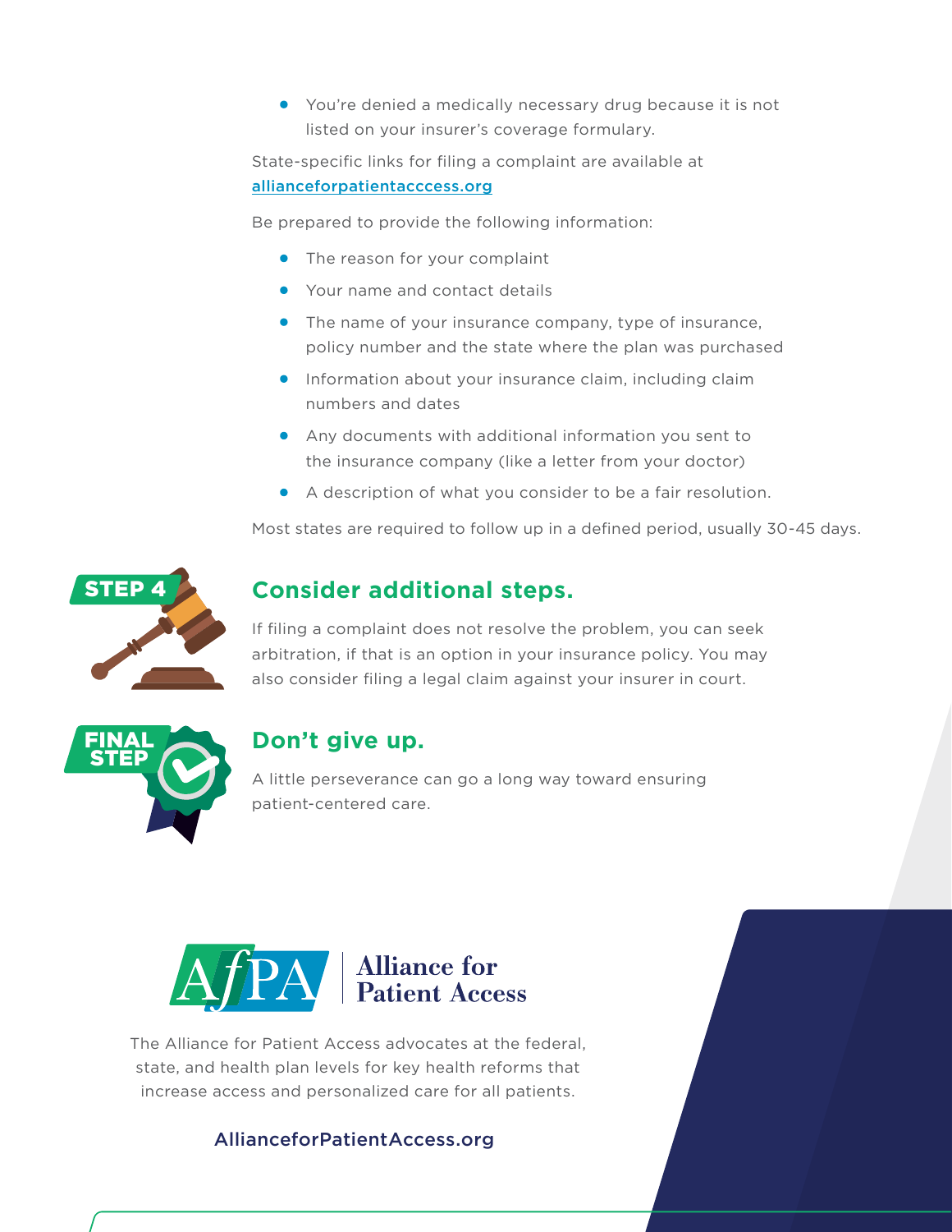- You're denied a medically necessary drug because it is not listed on your insurer's coverage formulary.

State-specific links for filing a complaint are available at [allianceforpatientacccess.org](allianceforpatientacccess.org)

Be prepared to provide the following information:

- The reason for your complaint
- Your name and contact details
- The name of your insurance company, type of insurance, policy number and the state where the plan was purchased
- Information about your insurance claim, including claim numbers and dates
- Any documents with additional information you sent to the insurance company (like a letter from your doctor)
- A description of what you consider to be a fair resolution.

Most states are required to follow up in a defined period, usually 30-45 days.

**STEP 4**

## Consider additional steps.

If filing a complaint does not resolve the problem, you can seek arbitration, if that is an option in your insurance policy. You may also consider filing a legal claim against your insurer in court.

**FINAL STEP**

## Don't give up.

A little perseverance can go a long way toward ensuring patient-centered care.

AfPA | Alliance for Patient Access

The Alliance for Patient Access advocates at the federal, state, and health plan levels for key health reforms that increase access and personalized care for all patients.

AllianceforPatientAccess.org